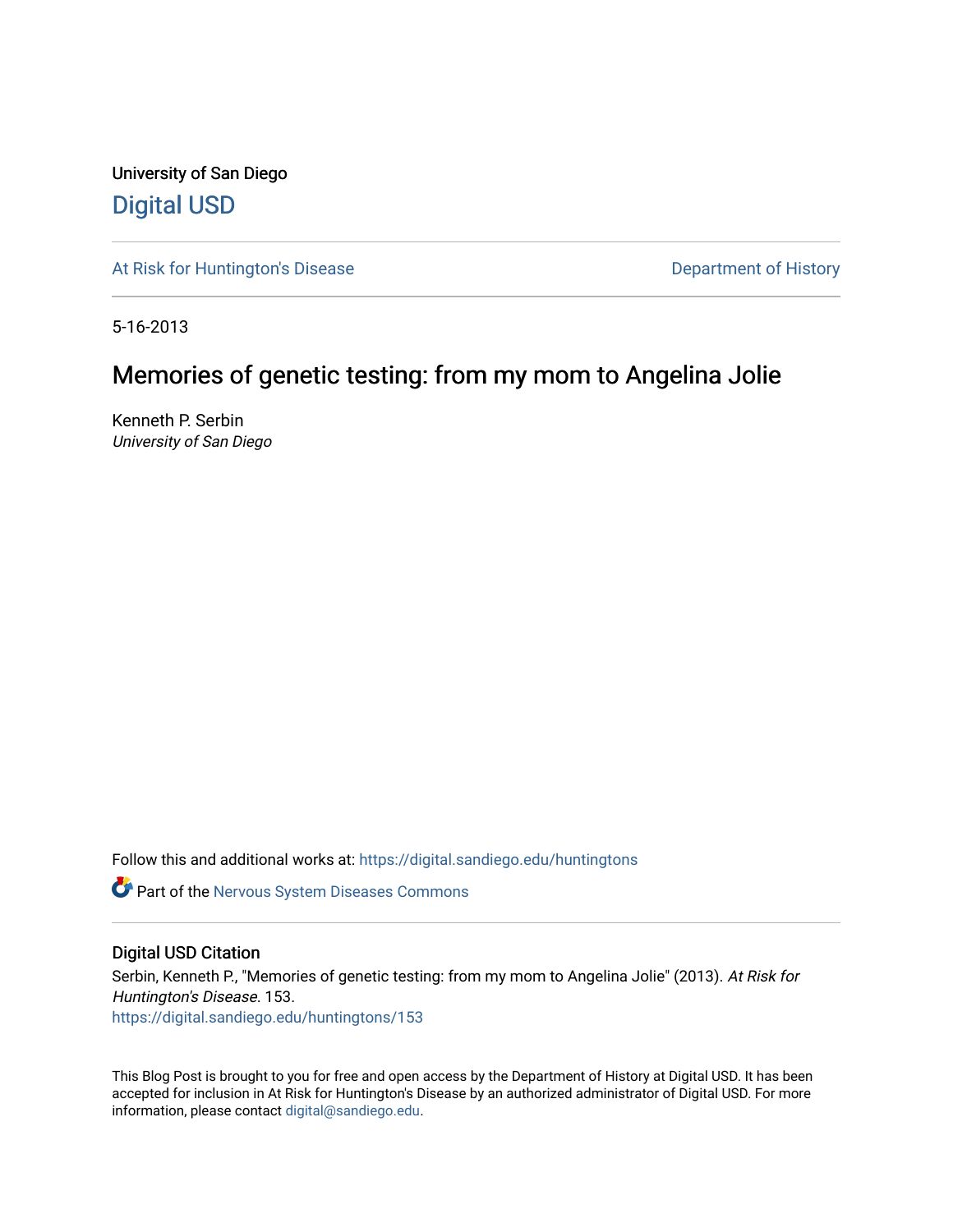University of San Diego

# Digital USD

At Risk for Huntington's Disease

Department of History

5-16-2013

## Memories of genetic testing: from my mom to Angelina Jolie

Kenneth P. Serbin
*University of San Diego*

Follow this and additional works at: https://digital.sandiego.edu/huntingtons

Part of the Nervous System Diseases Commons

### Digital USD Citation

Serbin, Kenneth P., "Memories of genetic testing: from my mom to Angelina Jolie" (2013). *At Risk for Huntington's Disease*. 153.
https://digital.sandiego.edu/huntingtons/153

This Blog Post is brought to you for free and open access by the Department of History at Digital USD. It has been accepted for inclusion in At Risk for Huntington's Disease by an authorized administrator of Digital USD. For more information, please contact digital@sandiego.edu.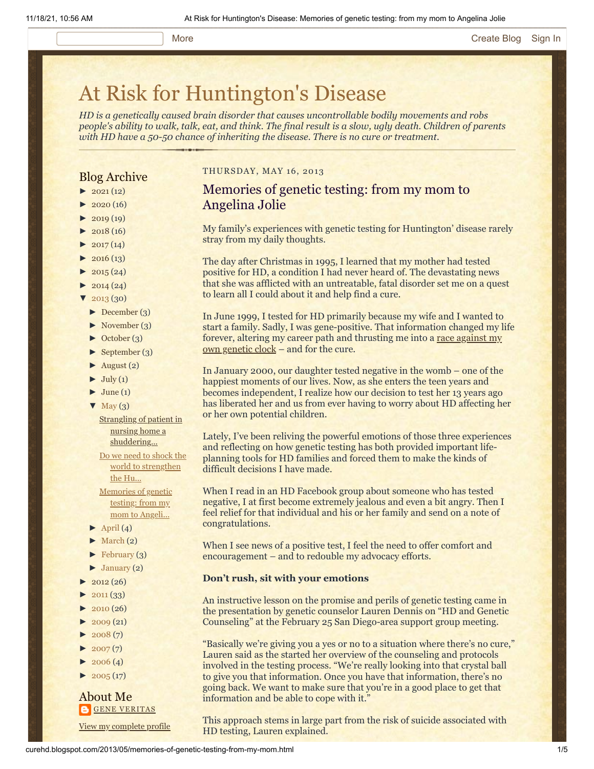# At Risk for Huntington's Disease

*HD is a genetically caused brain disorder that causes uncontrollable bodily movements and robs people's ability to walk, talk, eat, and think. The final result is a slow, ugly death. Children of parents with HD have a 50-50 chance of inheriting the disease. There is no cure or treatment.*

## Blog Archive

- ► 2021 (12)
- ► 2020 (16)
- ► 2019 (19)
- ► 2018 (16)
- ► 2017 (14)
- ► 2016 (13)
- ► 2015 (24)
- ► 2014 (24)
- ▼ 2013 (30)
  - ► December (3)
  - ► November (3)
  - ► October (3)
  - ► September (3)
  - ► August (2)
  - ► July (1)
  - ► June (1)
  - ▼ May (3)
    - Strangling of patient in nursing home a shuddering...
    - Do we need to shock the world to strengthen the Hu...
    - Memories of genetic testing: from my mom to Angeli...
  - ► April (4)
  - ► March (2)
  - ► February (3)
  - ► January (2)
- ► 2012 (26)
- ► 2011 (33)
- ► 2010 (26)
- ► 2009 (21)
- ► 2008 (7)
- ► 2007 (7)
- ► 2006 (4)
- ► 2005 (17)

## About Me

GENE VERITAS

View my complete profile

THURSDAY, MAY 16, 2013

## Memories of genetic testing: from my mom to Angelina Jolie

My family's experiences with genetic testing for Huntington' disease rarely stray from my daily thoughts.

The day after Christmas in 1995, I learned that my mother had tested positive for HD, a condition I had never heard of. The devastating news that she was afflicted with an untreatable, fatal disorder set me on a quest to learn all I could about it and help find a cure.

In June 1999, I tested for HD primarily because my wife and I wanted to start a family. Sadly, I was gene-positive. That information changed my life forever, altering my career path and thrusting me into a race against my own genetic clock – and for the cure.

In January 2000, our daughter tested negative in the womb – one of the happiest moments of our lives. Now, as she enters the teen years and becomes independent, I realize how our decision to test her 13 years ago has liberated her and us from ever having to worry about HD affecting her or her own potential children.

Lately, I've been reliving the powerful emotions of those three experiences and reflecting on how genetic testing has both provided important life-planning tools for HD families and forced them to make the kinds of difficult decisions I have made.

When I read in an HD Facebook group about someone who has tested negative, I at first become extremely jealous and even a bit angry. Then I feel relief for that individual and his or her family and send on a note of congratulations.

When I see news of a positive test, I feel the need to offer comfort and encouragement – and to redouble my advocacy efforts.

**Don't rush, sit with your emotions**

An instructive lesson on the promise and perils of genetic testing came in the presentation by genetic counselor Lauren Dennis on "HD and Genetic Counseling" at the February 25 San Diego-area support group meeting.

"Basically we're giving you a yes or no to a situation where there's no cure," Lauren said as the started her overview of the counseling and protocols involved in the testing process. "We're really looking into that crystal ball to give you that information. Once you have that information, there's no going back. We want to make sure that you're in a good place to get that information and be able to cope with it."

This approach stems in large part from the risk of suicide associated with HD testing, Lauren explained.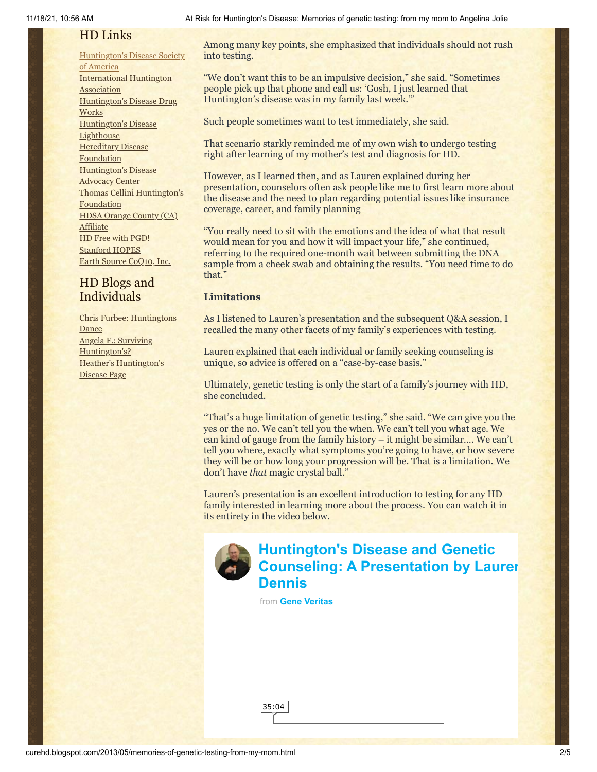## HD Links

[Huntington's Disease Society of America](#)
[International Huntington Association](#)
[Huntington's Disease Drug Works](#)
[Huntington's Disease Lighthouse](#)
[Hereditary Disease Foundation](#)
[Huntington's Disease Advocacy Center](#)
[Thomas Cellini Huntington's Foundation](#)
[HDSA Orange County (CA) Affiliate](#)
[HD Free with PGD!](#)
[Stanford HOPES](#)
[Earth Source CoQ10, Inc.](#)

## HD Blogs and Individuals

[Chris Furbee: Huntingtons Dance](#)
[Angela F.: Surviving Huntington's?](#)
[Heather's Huntington's Disease Page](#)

Among many key points, she emphasized that individuals should not rush into testing.

"We don't want this to be an impulsive decision," she said. "Sometimes people pick up that phone and call us: 'Gosh, I just learned that Huntington's disease was in my family last week.'"

Such people sometimes want to test immediately, she said.

That scenario starkly reminded me of my own wish to undergo testing right after learning of my mother's test and diagnosis for HD.

However, as I learned then, and as Lauren explained during her presentation, counselors often ask people like me to first learn more about the disease and the need to plan regarding potential issues like insurance coverage, career, and family planning

"You really need to sit with the emotions and the idea of what that result would mean for you and how it will impact your life," she continued, referring to the required one-month wait between submitting the DNA sample from a cheek swab and obtaining the results. "You need time to do that."

**Limitations**

As I listened to Lauren's presentation and the subsequent Q&A session, I recalled the many other facets of my family's experiences with testing.

Lauren explained that each individual or family seeking counseling is unique, so advice is offered on a "case-by-case basis."

Ultimately, genetic testing is only the start of a family's journey with HD, she concluded.

"That's a huge limitation of genetic testing," she said. "We can give you the yes or the no. We can't tell you the when. We can't tell you what age. We can kind of gauge from the family history – it might be similar…. We can't tell you where, exactly what symptoms you're going to have, or how severe they will be or how long your progression will be. That is a limitation. We don't have *that* magic crystal ball."

Lauren's presentation is an excellent introduction to testing for any HD family interested in learning more about the process. You can watch it in its entirety in the video below.

**Huntington's Disease and Genetic Counseling: A Presentation by Lauren Dennis**

from **Gene Veritas**

35:04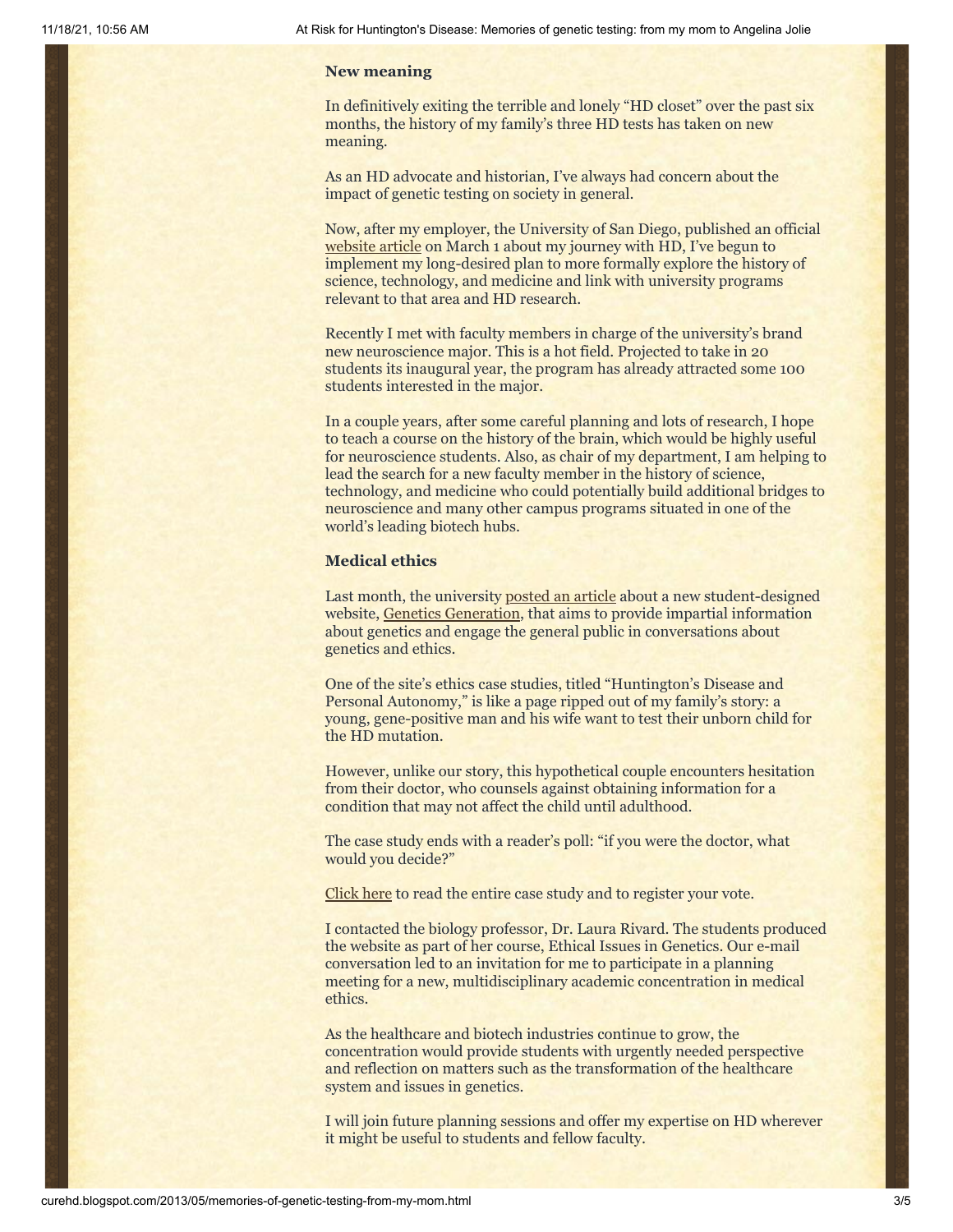### New meaning

In definitively exiting the terrible and lonely "HD closet" over the past six months, the history of my family's three HD tests has taken on new meaning.

As an HD advocate and historian, I've always had concern about the impact of genetic testing on society in general.

Now, after my employer, the University of San Diego, published an official website article on March 1 about my journey with HD, I've begun to implement my long-desired plan to more formally explore the history of science, technology, and medicine and link with university programs relevant to that area and HD research.

Recently I met with faculty members in charge of the university's brand new neuroscience major. This is a hot field. Projected to take in 20 students its inaugural year, the program has already attracted some 100 students interested in the major.

In a couple years, after some careful planning and lots of research, I hope to teach a course on the history of the brain, which would be highly useful for neuroscience students. Also, as chair of my department, I am helping to lead the search for a new faculty member in the history of science, technology, and medicine who could potentially build additional bridges to neuroscience and many other campus programs situated in one of the world's leading biotech hubs.

### Medical ethics

Last month, the university posted an article about a new student-designed website, Genetics Generation, that aims to provide impartial information about genetics and engage the general public in conversations about genetics and ethics.

One of the site's ethics case studies, titled "Huntington's Disease and Personal Autonomy," is like a page ripped out of my family's story: a young, gene-positive man and his wife want to test their unborn child for the HD mutation.

However, unlike our story, this hypothetical couple encounters hesitation from their doctor, who counsels against obtaining information for a condition that may not affect the child until adulthood.

The case study ends with a reader's poll: "if you were the doctor, what would you decide?"

Click here to read the entire case study and to register your vote.

I contacted the biology professor, Dr. Laura Rivard. The students produced the website as part of her course, Ethical Issues in Genetics. Our e-mail conversation led to an invitation for me to participate in a planning meeting for a new, multidisciplinary academic concentration in medical ethics.

As the healthcare and biotech industries continue to grow, the concentration would provide students with urgently needed perspective and reflection on matters such as the transformation of the healthcare system and issues in genetics.

I will join future planning sessions and offer my expertise on HD wherever it might be useful to students and fellow faculty.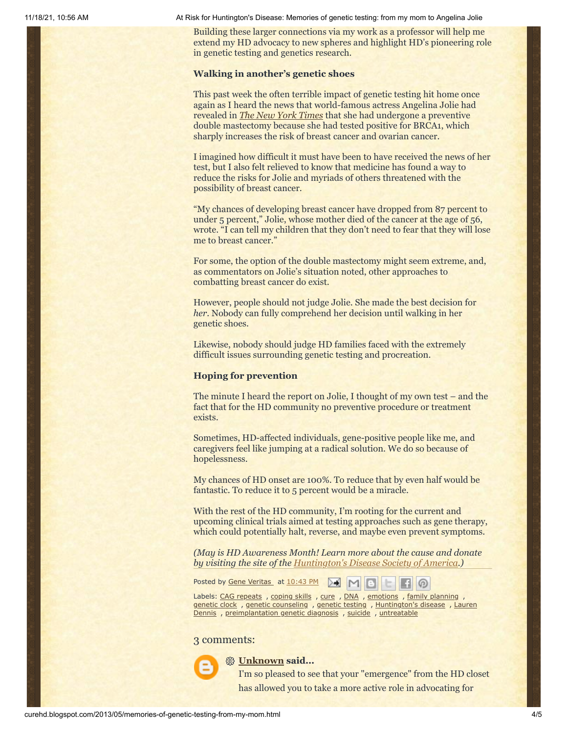Building these larger connections via my work as a professor will help me extend my HD advocacy to new spheres and highlight HD's pioneering role in genetic testing and genetics research.

### Walking in another's genetic shoes

This past week the often terrible impact of genetic testing hit home once again as I heard the news that world-famous actress Angelina Jolie had revealed in *The New York Times* that she had undergone a preventive double mastectomy because she had tested positive for BRCA1, which sharply increases the risk of breast cancer and ovarian cancer.

I imagined how difficult it must have been to have received the news of her test, but I also felt relieved to know that medicine has found a way to reduce the risks for Jolie and myriads of others threatened with the possibility of breast cancer.

"My chances of developing breast cancer have dropped from 87 percent to under 5 percent," Jolie, whose mother died of the cancer at the age of 56, wrote. "I can tell my children that they don't need to fear that they will lose me to breast cancer."

For some, the option of the double mastectomy might seem extreme, and, as commentators on Jolie's situation noted, other approaches to combatting breast cancer do exist.

However, people should not judge Jolie. She made the best decision for *her*. Nobody can fully comprehend her decision until walking in her genetic shoes.

Likewise, nobody should judge HD families faced with the extremely difficult issues surrounding genetic testing and procreation.

### Hoping for prevention

The minute I heard the report on Jolie, I thought of my own test – and the fact that for the HD community no preventive procedure or treatment exists.

Sometimes, HD-affected individuals, gene-positive people like me, and caregivers feel like jumping at a radical solution. We do so because of hopelessness.

My chances of HD onset are 100%. To reduce that by even half would be fantastic. To reduce it to 5 percent would be a miracle.

With the rest of the HD community, I'm rooting for the current and upcoming clinical trials aimed at testing approaches such as gene therapy, which could potentially halt, reverse, and maybe even prevent symptoms.

*(May is HD Awareness Month! Learn more about the cause and donate by visiting the site of the Huntington's Disease Society of America.)*

Posted by Gene Veritas at 10:43 PM

Labels: CAG repeats, coping skills, cure, DNA, emotions, family planning, genetic clock, genetic counseling, genetic testing, Huntington's disease, Lauren Dennis, preimplantation genetic diagnosis, suicide, untreatable

## 3 comments:

**Unknown said...**

I'm so pleased to see that your "emergence" from the HD closet has allowed you to take a more active role in advocating for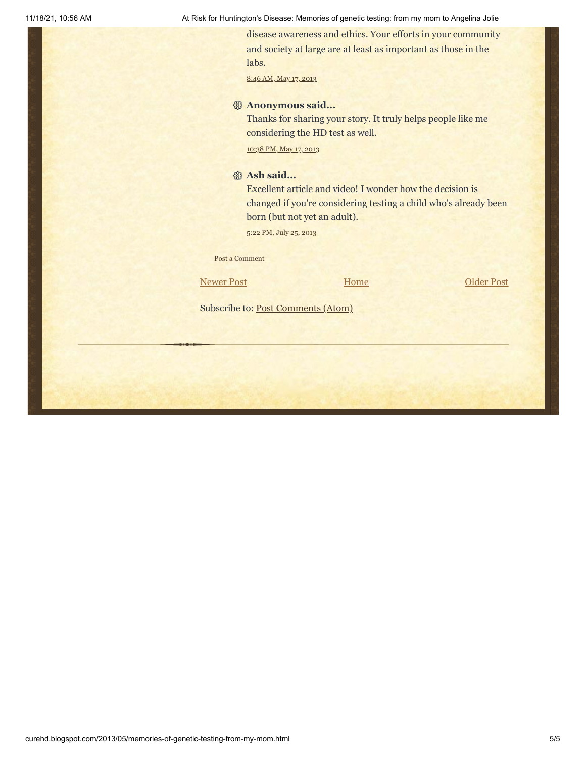disease awareness and ethics. Your efforts in your community and society at large are at least as important as those in the labs.

8:46 AM, May 17, 2013

**Anonymous said...**

Thanks for sharing your story. It truly helps people like me considering the HD test as well.

10:38 PM, May 17, 2013

**Ash said...**

Excellent article and video! I wonder how the decision is changed if you're considering testing a child who's already been born (but not yet an adult).

5:22 PM, July 25, 2013

Post a Comment

Newer Post | Home | Older Post

Subscribe to: Post Comments (Atom)